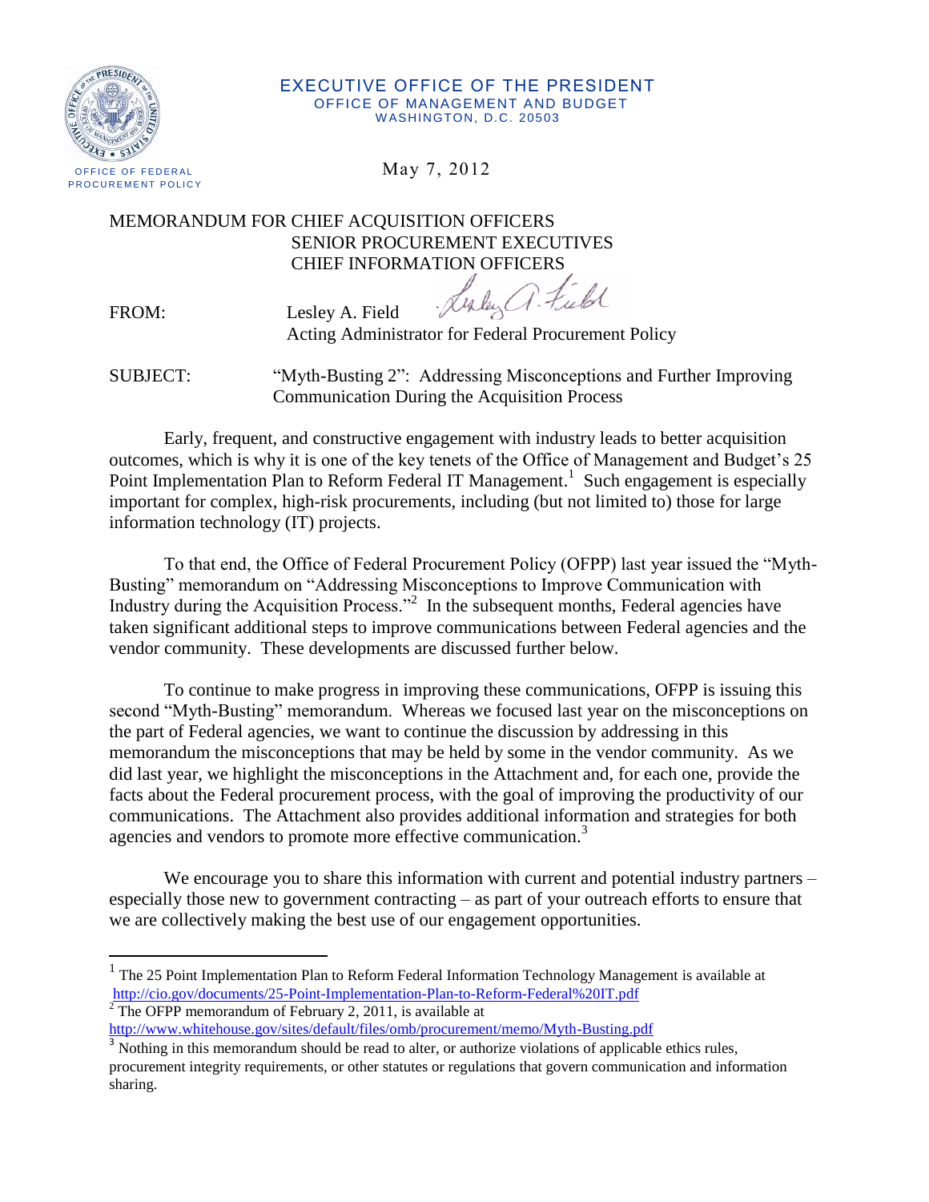EXECUTIVE OFFICE OF THE PRESIDENT
OFFICE OF MANAGEMENT AND BUDGET
WASHINGTON, D.C. 20503

OFFICE OF FEDERAL PROCUREMENT POLICY

May 7, 2012

MEMORANDUM FOR CHIEF ACQUISITION OFFICERS
SENIOR PROCUREMENT EXECUTIVES
CHIEF INFORMATION OFFICERS

FROM: Lesley A. Field
Acting Administrator for Federal Procurement Policy

SUBJECT: "Myth-Busting 2": Addressing Misconceptions and Further Improving Communication During the Acquisition Process

Early, frequent, and constructive engagement with industry leads to better acquisition outcomes, which is why it is one of the key tenets of the Office of Management and Budget's 25 Point Implementation Plan to Reform Federal IT Management.[1] Such engagement is especially important for complex, high-risk procurements, including (but not limited to) those for large information technology (IT) projects.

To that end, the Office of Federal Procurement Policy (OFPP) last year issued the "Myth-Busting" memorandum on "Addressing Misconceptions to Improve Communication with Industry during the Acquisition Process."[2] In the subsequent months, Federal agencies have taken significant additional steps to improve communications between Federal agencies and the vendor community. These developments are discussed further below.

To continue to make progress in improving these communications, OFPP is issuing this second "Myth-Busting" memorandum. Whereas we focused last year on the misconceptions on the part of Federal agencies, we want to continue the discussion by addressing in this memorandum the misconceptions that may be held by some in the vendor community. As we did last year, we highlight the misconceptions in the Attachment and, for each one, provide the facts about the Federal procurement process, with the goal of improving the productivity of our communications. The Attachment also provides additional information and strategies for both agencies and vendors to promote more effective communication.[3]

We encourage you to share this information with current and potential industry partners – especially those new to government contracting – as part of your outreach efforts to ensure that we are collectively making the best use of our engagement opportunities.

---

[1] The 25 Point Implementation Plan to Reform Federal Information Technology Management is available at http://cio.gov/documents/25-Point-Implementation-Plan-to-Reform-Federal%20IT.pdf

[2] The OFPP memorandum of February 2, 2011, is available at http://www.whitehouse.gov/sites/default/files/omb/procurement/memo/Myth-Busting.pdf

[3] Nothing in this memorandum should be read to alter, or authorize violations of applicable ethics rules, procurement integrity requirements, or other statutes or regulations that govern communication and information sharing.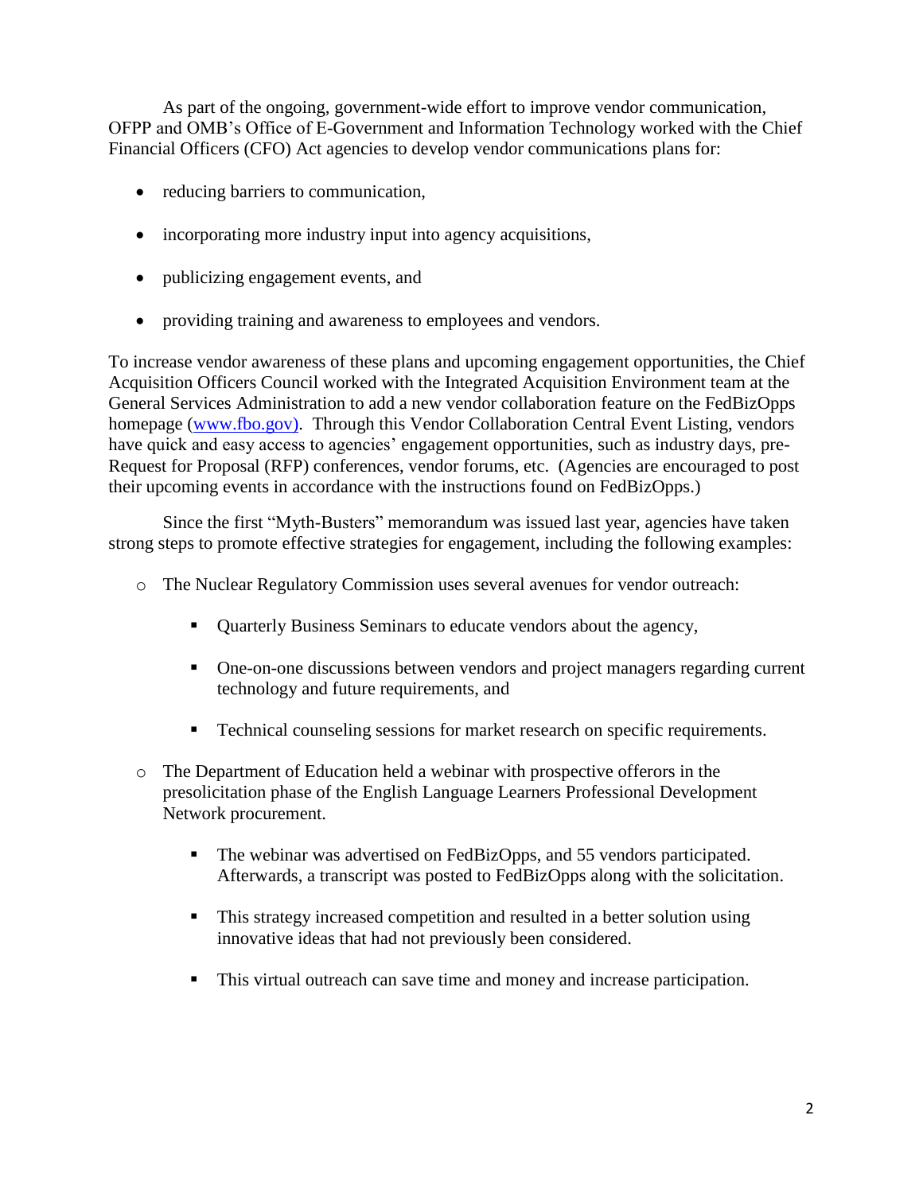As part of the ongoing, government-wide effort to improve vendor communication, OFPP and OMB's Office of E-Government and Information Technology worked with the Chief Financial Officers (CFO) Act agencies to develop vendor communications plans for:

- reducing barriers to communication,
- incorporating more industry input into agency acquisitions,
- publicizing engagement events, and
- providing training and awareness to employees and vendors.

To increase vendor awareness of these plans and upcoming engagement opportunities, the Chief Acquisition Officers Council worked with the Integrated Acquisition Environment team at the General Services Administration to add a new vendor collaboration feature on the FedBizOpps homepage (www.fbo.gov). Through this Vendor Collaboration Central Event Listing, vendors have quick and easy access to agencies' engagement opportunities, such as industry days, pre-Request for Proposal (RFP) conferences, vendor forums, etc. (Agencies are encouraged to post their upcoming events in accordance with the instructions found on FedBizOpps.)

Since the first "Myth-Busters" memorandum was issued last year, agencies have taken strong steps to promote effective strategies for engagement, including the following examples:

- The Nuclear Regulatory Commission uses several avenues for vendor outreach:
  - Quarterly Business Seminars to educate vendors about the agency,
  - One-on-one discussions between vendors and project managers regarding current technology and future requirements, and
  - Technical counseling sessions for market research on specific requirements.
- The Department of Education held a webinar with prospective offerors in the presolicitation phase of the English Language Learners Professional Development Network procurement.
  - The webinar was advertised on FedBizOpps, and 55 vendors participated. Afterwards, a transcript was posted to FedBizOpps along with the solicitation.
  - This strategy increased competition and resulted in a better solution using innovative ideas that had not previously been considered.
  - This virtual outreach can save time and money and increase participation.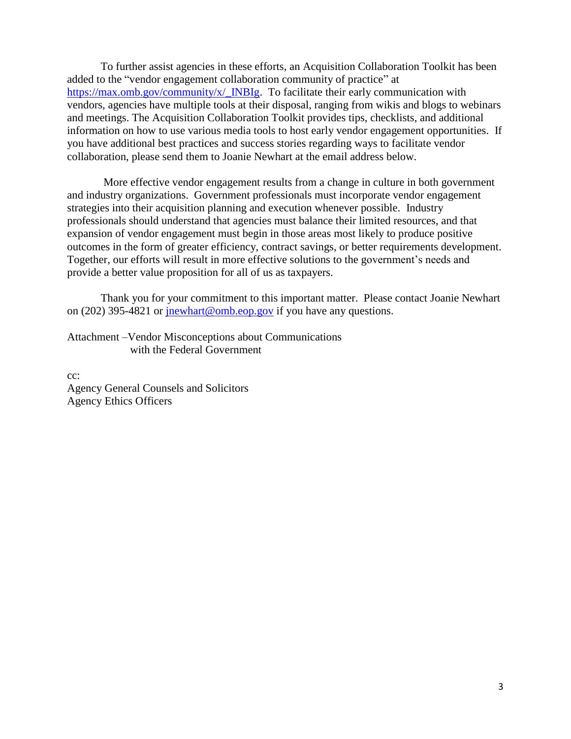To further assist agencies in these efforts, an Acquisition Collaboration Toolkit has been added to the "vendor engagement collaboration community of practice" at https://max.omb.gov/community/x/_INBIg. To facilitate their early communication with vendors, agencies have multiple tools at their disposal, ranging from wikis and blogs to webinars and meetings. The Acquisition Collaboration Toolkit provides tips, checklists, and additional information on how to use various media tools to host early vendor engagement opportunities. If you have additional best practices and success stories regarding ways to facilitate vendor collaboration, please send them to Joanie Newhart at the email address below.

More effective vendor engagement results from a change in culture in both government and industry organizations. Government professionals must incorporate vendor engagement strategies into their acquisition planning and execution whenever possible. Industry professionals should understand that agencies must balance their limited resources, and that expansion of vendor engagement must begin in those areas most likely to produce positive outcomes in the form of greater efficiency, contract savings, or better requirements development. Together, our efforts will result in more effective solutions to the government's needs and provide a better value proposition for all of us as taxpayers.

Thank you for your commitment to this important matter. Please contact Joanie Newhart on (202) 395-4821 or jnewhart@omb.eop.gov if you have any questions.

Attachment –Vendor Misconceptions about Communications with the Federal Government

cc:
Agency General Counsels and Solicitors
Agency Ethics Officers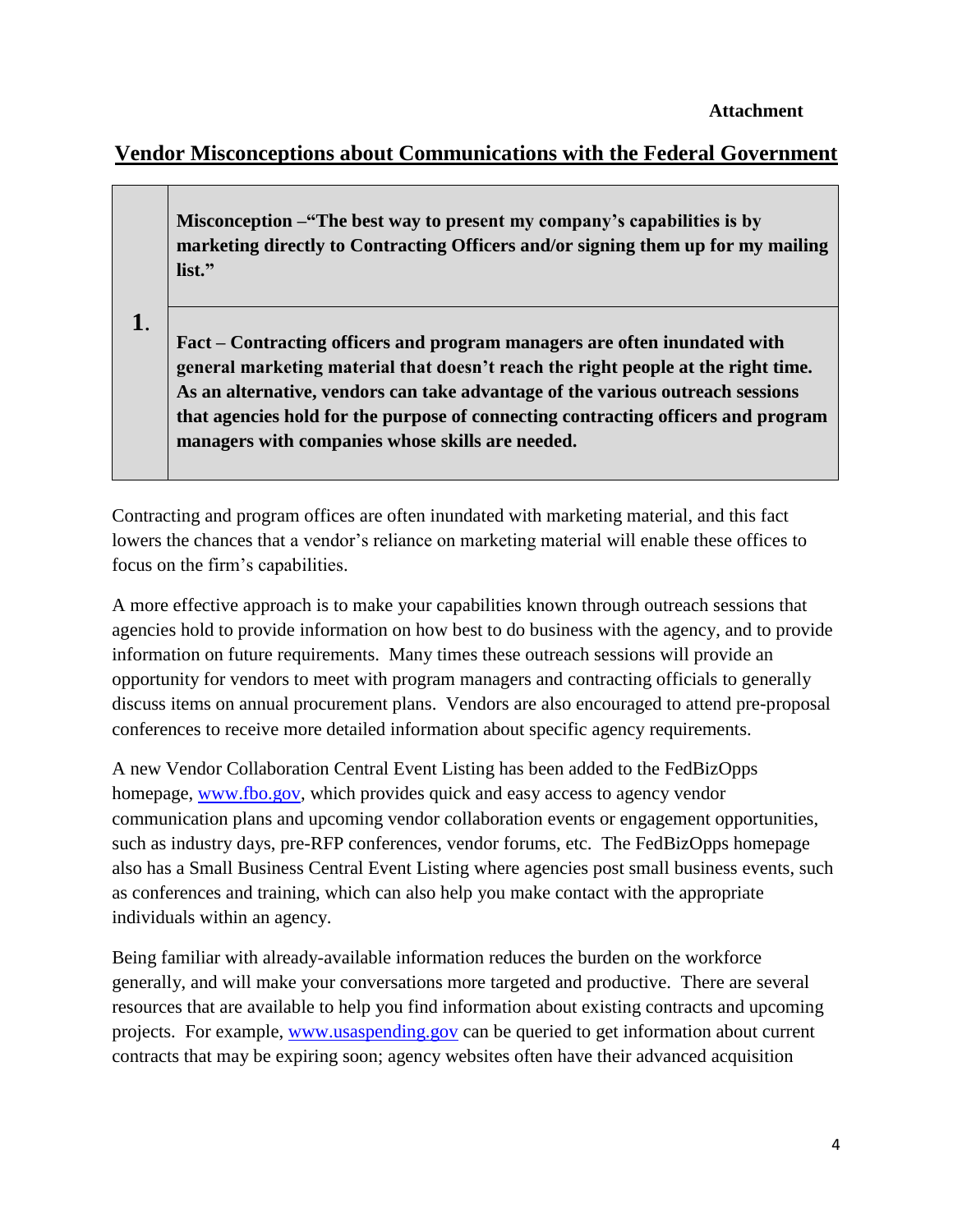**Attachment**

## Vendor Misconceptions about Communications with the Federal Government

| | |
|---|---|
| **1.** | **Misconception –"The best way to present my company's capabilities is by marketing directly to Contracting Officers and/or signing them up for my mailing list."** |
| | **Fact – Contracting officers and program managers are often inundated with general marketing material that doesn't reach the right people at the right time. As an alternative, vendors can take advantage of the various outreach sessions that agencies hold for the purpose of connecting contracting officers and program managers with companies whose skills are needed.** |

Contracting and program offices are often inundated with marketing material, and this fact lowers the chances that a vendor's reliance on marketing material will enable these offices to focus on the firm's capabilities.

A more effective approach is to make your capabilities known through outreach sessions that agencies hold to provide information on how best to do business with the agency, and to provide information on future requirements. Many times these outreach sessions will provide an opportunity for vendors to meet with program managers and contracting officials to generally discuss items on annual procurement plans. Vendors are also encouraged to attend pre-proposal conferences to receive more detailed information about specific agency requirements.

A new Vendor Collaboration Central Event Listing has been added to the FedBizOpps homepage, [www.fbo.gov](http://www.fbo.gov), which provides quick and easy access to agency vendor communication plans and upcoming vendor collaboration events or engagement opportunities, such as industry days, pre-RFP conferences, vendor forums, etc. The FedBizOpps homepage also has a Small Business Central Event Listing where agencies post small business events, such as conferences and training, which can also help you make contact with the appropriate individuals within an agency.

Being familiar with already-available information reduces the burden on the workforce generally, and will make your conversations more targeted and productive. There are several resources that are available to help you find information about existing contracts and upcoming projects. For example, [www.usaspending.gov](http://www.usaspending.gov) can be queried to get information about current contracts that may be expiring soon; agency websites often have their advanced acquisition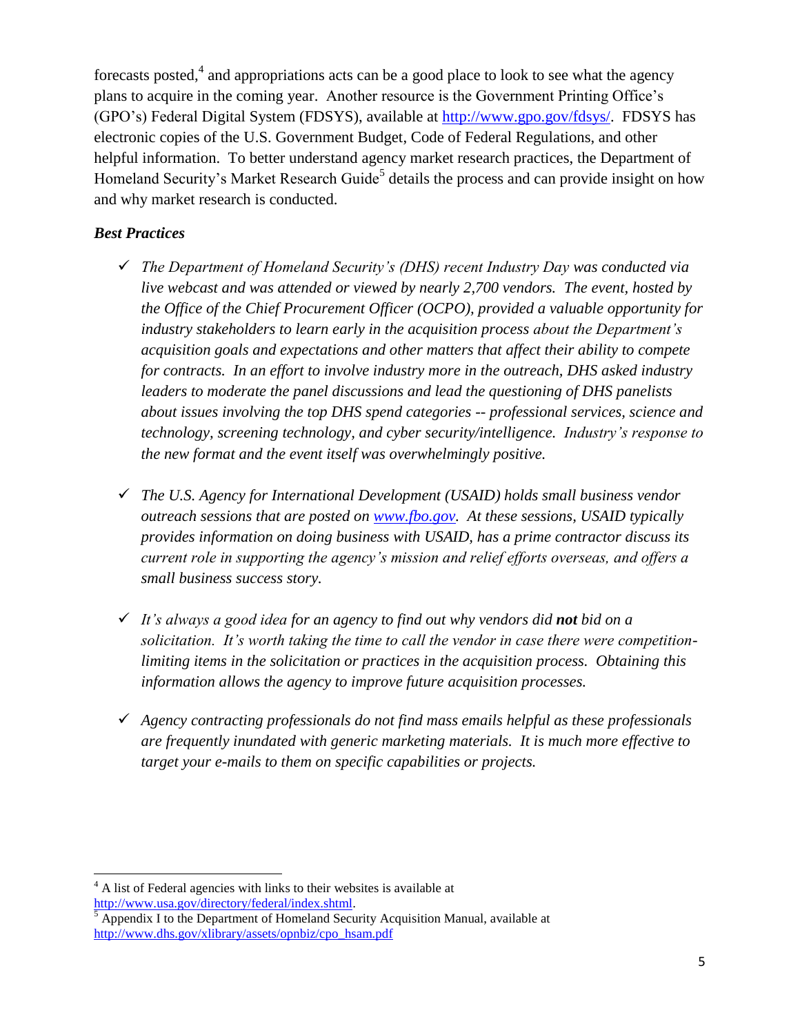forecasts posted,[4] and appropriations acts can be a good place to look to see what the agency plans to acquire in the coming year. Another resource is the Government Printing Office's (GPO's) Federal Digital System (FDSYS), available at http://www.gpo.gov/fdsys/. FDSYS has electronic copies of the U.S. Government Budget, Code of Federal Regulations, and other helpful information. To better understand agency market research practices, the Department of Homeland Security's Market Research Guide[5] details the process and can provide insight on how and why market research is conducted.

***Best Practices***

- ✓ *The Department of Homeland Security's (DHS) recent Industry Day was conducted via live webcast and was attended or viewed by nearly 2,700 vendors. The event, hosted by the Office of the Chief Procurement Officer (OCPO), provided a valuable opportunity for industry stakeholders to learn early in the acquisition process about the Department's acquisition goals and expectations and other matters that affect their ability to compete for contracts. In an effort to involve industry more in the outreach, DHS asked industry leaders to moderate the panel discussions and lead the questioning of DHS panelists about issues involving the top DHS spend categories -- professional services, science and technology, screening technology, and cyber security/intelligence. Industry's response to the new format and the event itself was overwhelmingly positive.*

- ✓ *The U.S. Agency for International Development (USAID) holds small business vendor outreach sessions that are posted on www.fbo.gov. At these sessions, USAID typically provides information on doing business with USAID, has a prime contractor discuss its current role in supporting the agency's mission and relief efforts overseas, and offers a small business success story.*

- ✓ *It's always a good idea for an agency to find out why vendors did **not** bid on a solicitation. It's worth taking the time to call the vendor in case there were competition-limiting items in the solicitation or practices in the acquisition process. Obtaining this information allows the agency to improve future acquisition processes.*

- ✓ *Agency contracting professionals do not find mass emails helpful as these professionals are frequently inundated with generic marketing materials. It is much more effective to target your e-mails to them on specific capabilities or projects.*

---

[4] A list of Federal agencies with links to their websites is available at http://www.usa.gov/directory/federal/index.shtml.

[5] Appendix I to the Department of Homeland Security Acquisition Manual, available at http://www.dhs.gov/xlibrary/assets/opnbiz/cpo_hsam.pdf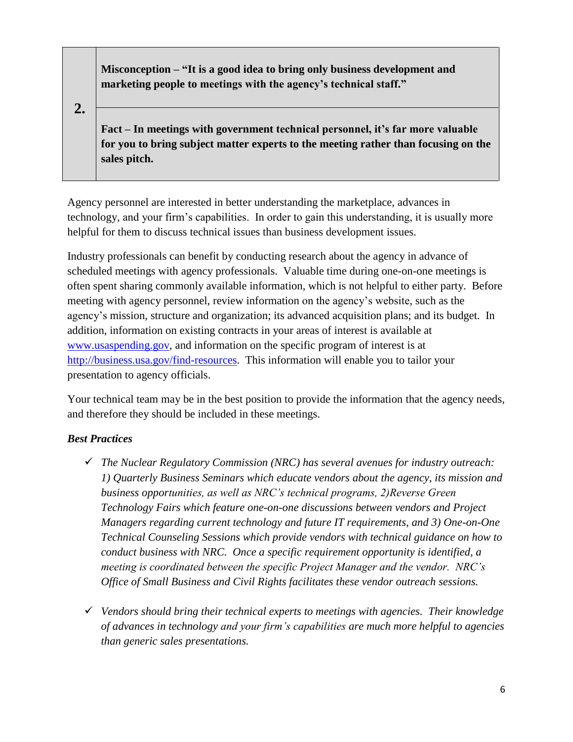| 2. | **Misconception – "It is a good idea to bring only business development and marketing people to meetings with the agency's technical staff."** |
| --- | --- |
| | **Fact – In meetings with government technical personnel, it's far more valuable for you to bring subject matter experts to the meeting rather than focusing on the sales pitch.** |

Agency personnel are interested in better understanding the marketplace, advances in technology, and your firm's capabilities. In order to gain this understanding, it is usually more helpful for them to discuss technical issues than business development issues.

Industry professionals can benefit by conducting research about the agency in advance of scheduled meetings with agency professionals. Valuable time during one-on-one meetings is often spent sharing commonly available information, which is not helpful to either party. Before meeting with agency personnel, review information on the agency's website, such as the agency's mission, structure and organization; its advanced acquisition plans; and its budget. In addition, information on existing contracts in your areas of interest is available at www.usaspending.gov, and information on the specific program of interest is at http://business.usa.gov/find-resources. This information will enable you to tailor your presentation to agency officials.

Your technical team may be in the best position to provide the information that the agency needs, and therefore they should be included in these meetings.

***Best Practices***

- ✓ *The Nuclear Regulatory Commission (NRC) has several avenues for industry outreach: 1) Quarterly Business Seminars which educate vendors about the agency, its mission and business opportunities, as well as NRC's technical programs, 2)Reverse Green Technology Fairs which feature one-on-one discussions between vendors and Project Managers regarding current technology and future IT requirements, and 3) One-on-One Technical Counseling Sessions which provide vendors with technical guidance on how to conduct business with NRC. Once a specific requirement opportunity is identified, a meeting is coordinated between the specific Project Manager and the vendor. NRC's Office of Small Business and Civil Rights facilitates these vendor outreach sessions.*

- ✓ *Vendors should bring their technical experts to meetings with agencies. Their knowledge of advances in technology and your firm's capabilities are much more helpful to agencies than generic sales presentations.*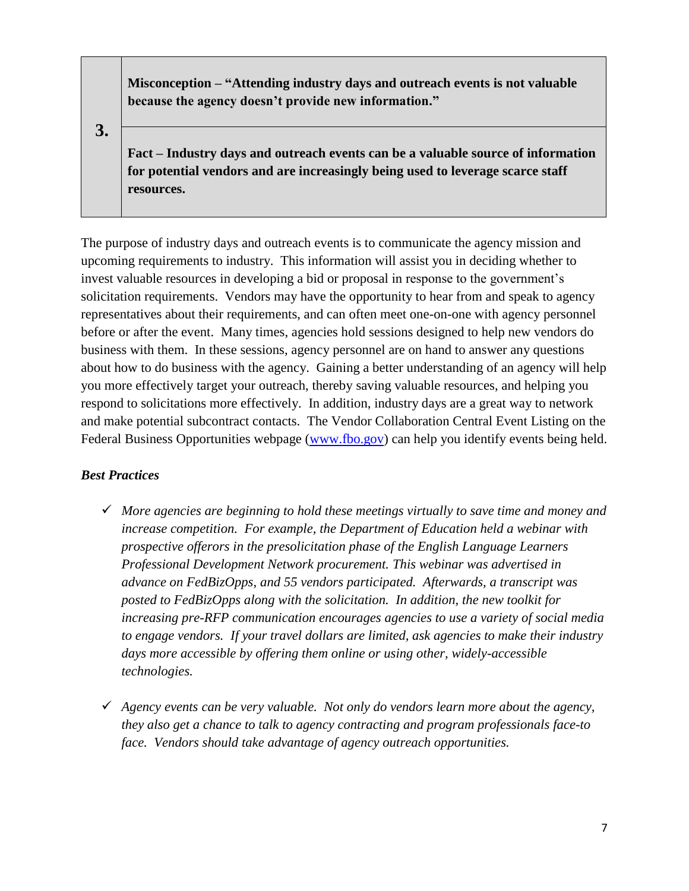| 3. | **Misconception – "Attending industry days and outreach events is not valuable because the agency doesn't provide new information."** |
| --- | --- |
| | **Fact – Industry days and outreach events can be a valuable source of information for potential vendors and are increasingly being used to leverage scarce staff resources.** |

The purpose of industry days and outreach events is to communicate the agency mission and upcoming requirements to industry. This information will assist you in deciding whether to invest valuable resources in developing a bid or proposal in response to the government's solicitation requirements. Vendors may have the opportunity to hear from and speak to agency representatives about their requirements, and can often meet one-on-one with agency personnel before or after the event. Many times, agencies hold sessions designed to help new vendors do business with them. In these sessions, agency personnel are on hand to answer any questions about how to do business with the agency. Gaining a better understanding of an agency will help you more effectively target your outreach, thereby saving valuable resources, and helping you respond to solicitations more effectively. In addition, industry days are a great way to network and make potential subcontract contacts. The Vendor Collaboration Central Event Listing on the Federal Business Opportunities webpage (www.fbo.gov) can help you identify events being held.

***Best Practices***

- ✓ *More agencies are beginning to hold these meetings virtually to save time and money and increase competition. For example, the Department of Education held a webinar with prospective offerors in the presolicitation phase of the English Language Learners Professional Development Network procurement. This webinar was advertised in advance on FedBizOpps, and 55 vendors participated. Afterwards, a transcript was posted to FedBizOpps along with the solicitation. In addition, the new toolkit for increasing pre-RFP communication encourages agencies to use a variety of social media to engage vendors. If your travel dollars are limited, ask agencies to make their industry days more accessible by offering them online or using other, widely-accessible technologies.*

- ✓ *Agency events can be very valuable. Not only do vendors learn more about the agency, they also get a chance to talk to agency contracting and program professionals face-to face. Vendors should take advantage of agency outreach opportunities.*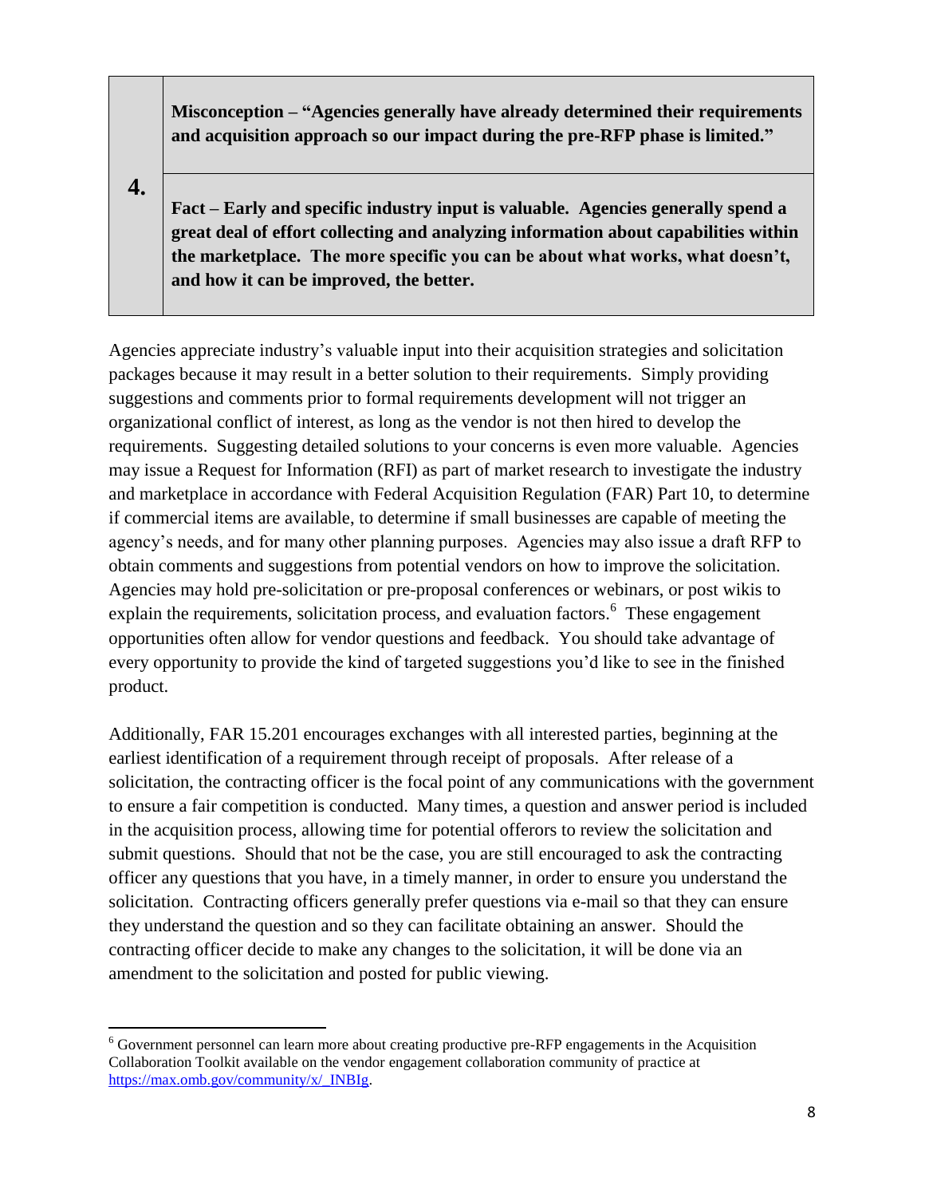| 4. | **Misconception – "Agencies generally have already determined their requirements and acquisition approach so our impact during the pre-RFP phase is limited."** |
|---|---|
| | **Fact – Early and specific industry input is valuable. Agencies generally spend a great deal of effort collecting and analyzing information about capabilities within the marketplace. The more specific you can be about what works, what doesn't, and how it can be improved, the better.** |

Agencies appreciate industry's valuable input into their acquisition strategies and solicitation packages because it may result in a better solution to their requirements. Simply providing suggestions and comments prior to formal requirements development will not trigger an organizational conflict of interest, as long as the vendor is not then hired to develop the requirements. Suggesting detailed solutions to your concerns is even more valuable. Agencies may issue a Request for Information (RFI) as part of market research to investigate the industry and marketplace in accordance with Federal Acquisition Regulation (FAR) Part 10, to determine if commercial items are available, to determine if small businesses are capable of meeting the agency's needs, and for many other planning purposes. Agencies may also issue a draft RFP to obtain comments and suggestions from potential vendors on how to improve the solicitation. Agencies may hold pre-solicitation or pre-proposal conferences or webinars, or post wikis to explain the requirements, solicitation process, and evaluation factors.[6] These engagement opportunities often allow for vendor questions and feedback. You should take advantage of every opportunity to provide the kind of targeted suggestions you'd like to see in the finished product.

Additionally, FAR 15.201 encourages exchanges with all interested parties, beginning at the earliest identification of a requirement through receipt of proposals. After release of a solicitation, the contracting officer is the focal point of any communications with the government to ensure a fair competition is conducted. Many times, a question and answer period is included in the acquisition process, allowing time for potential offerors to review the solicitation and submit questions. Should that not be the case, you are still encouraged to ask the contracting officer any questions that you have, in a timely manner, in order to ensure you understand the solicitation. Contracting officers generally prefer questions via e-mail so that they can ensure they understand the question and so they can facilitate obtaining an answer. Should the contracting officer decide to make any changes to the solicitation, it will be done via an amendment to the solicitation and posted for public viewing.

---

[6] Government personnel can learn more about creating productive pre-RFP engagements in the Acquisition Collaboration Toolkit available on the vendor engagement collaboration community of practice at https://max.omb.gov/community/x/_INBIg.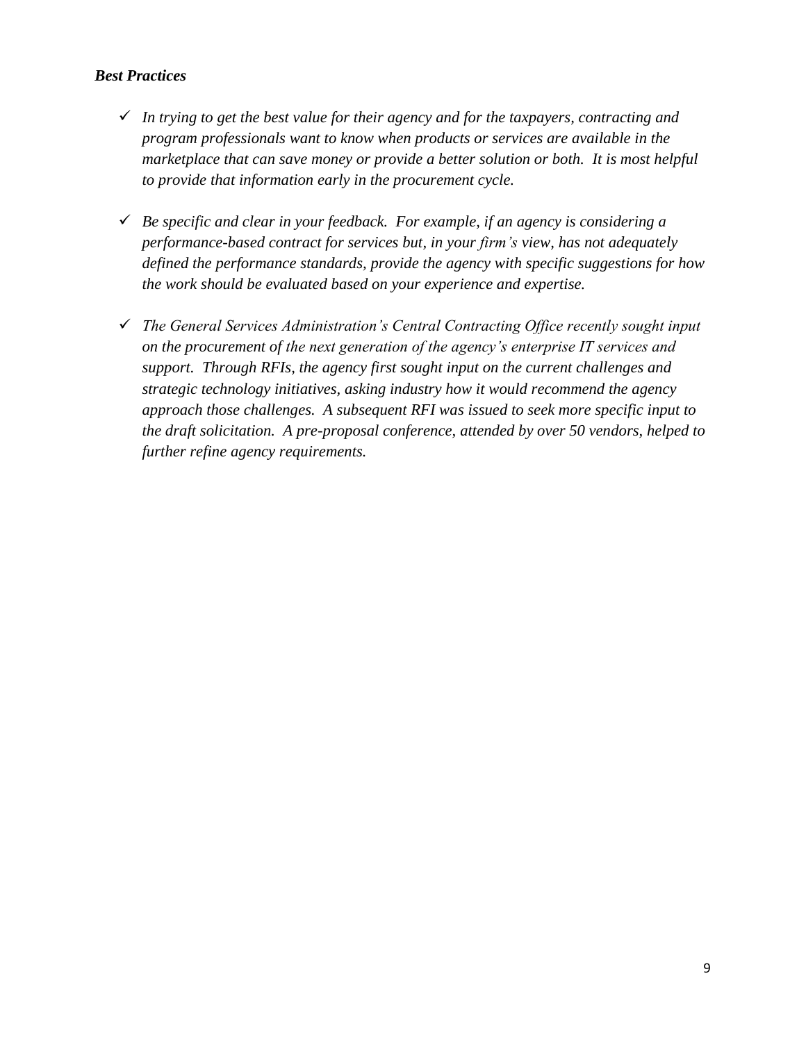***Best Practices***

- ✓ *In trying to get the best value for their agency and for the taxpayers, contracting and program professionals want to know when products or services are available in the marketplace that can save money or provide a better solution or both. It is most helpful to provide that information early in the procurement cycle.*

- ✓ *Be specific and clear in your feedback. For example, if an agency is considering a performance-based contract for services but, in your firm's view, has not adequately defined the performance standards, provide the agency with specific suggestions for how the work should be evaluated based on your experience and expertise.*

- ✓ *The General Services Administration's Central Contracting Office recently sought input on the procurement of the next generation of the agency's enterprise IT services and support. Through RFIs, the agency first sought input on the current challenges and strategic technology initiatives, asking industry how it would recommend the agency approach those challenges. A subsequent RFI was issued to seek more specific input to the draft solicitation. A pre-proposal conference, attended by over 50 vendors, helped to further refine agency requirements.*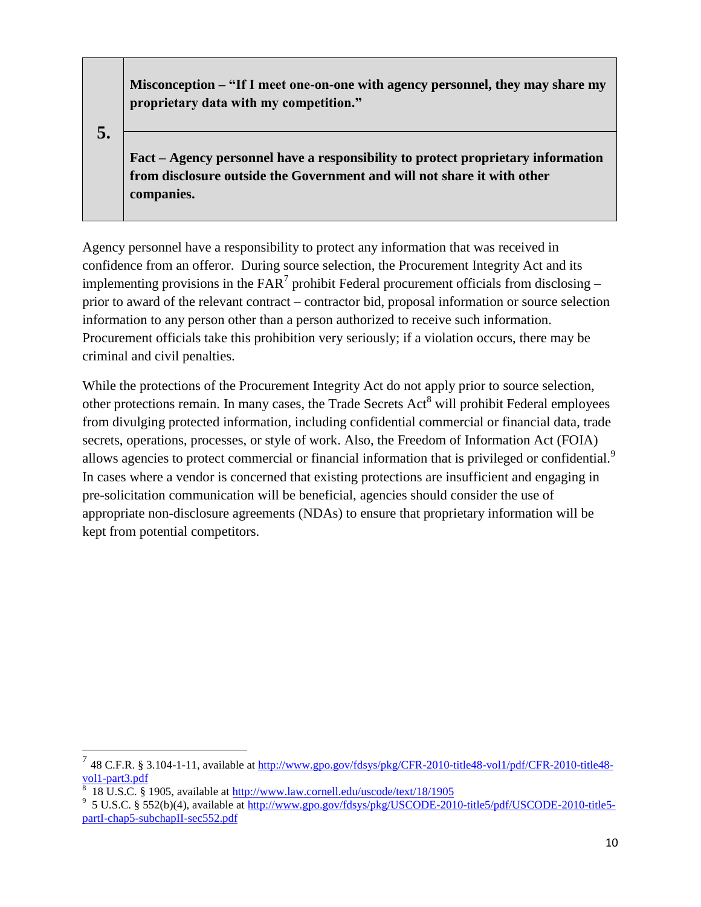| 5. | **Misconception – "If I meet one-on-one with agency personnel, they may share my proprietary data with my competition."** |
| --- | --- |
| | **Fact – Agency personnel have a responsibility to protect proprietary information from disclosure outside the Government and will not share it with other companies.** |

Agency personnel have a responsibility to protect any information that was received in confidence from an offeror. During source selection, the Procurement Integrity Act and its implementing provisions in the FAR[7] prohibit Federal procurement officials from disclosing – prior to award of the relevant contract – contractor bid, proposal information or source selection information to any person other than a person authorized to receive such information. Procurement officials take this prohibition very seriously; if a violation occurs, there may be criminal and civil penalties.

While the protections of the Procurement Integrity Act do not apply prior to source selection, other protections remain. In many cases, the Trade Secrets Act[8] will prohibit Federal employees from divulging protected information, including confidential commercial or financial data, trade secrets, operations, processes, or style of work. Also, the Freedom of Information Act (FOIA) allows agencies to protect commercial or financial information that is privileged or confidential.[9] In cases where a vendor is concerned that existing protections are insufficient and engaging in pre-solicitation communication will be beneficial, agencies should consider the use of appropriate non-disclosure agreements (NDAs) to ensure that proprietary information will be kept from potential competitors.

---

[7] 48 C.F.R. § 3.104-1-11, available at http://www.gpo.gov/fdsys/pkg/CFR-2010-title48-vol1/pdf/CFR-2010-title48-vol1-part3.pdf

[8] 18 U.S.C. § 1905, available at http://www.law.cornell.edu/uscode/text/18/1905

[9] 5 U.S.C. § 552(b)(4), available at http://www.gpo.gov/fdsys/pkg/USCODE-2010-title5/pdf/USCODE-2010-title5-partI-chap5-subchapII-sec552.pdf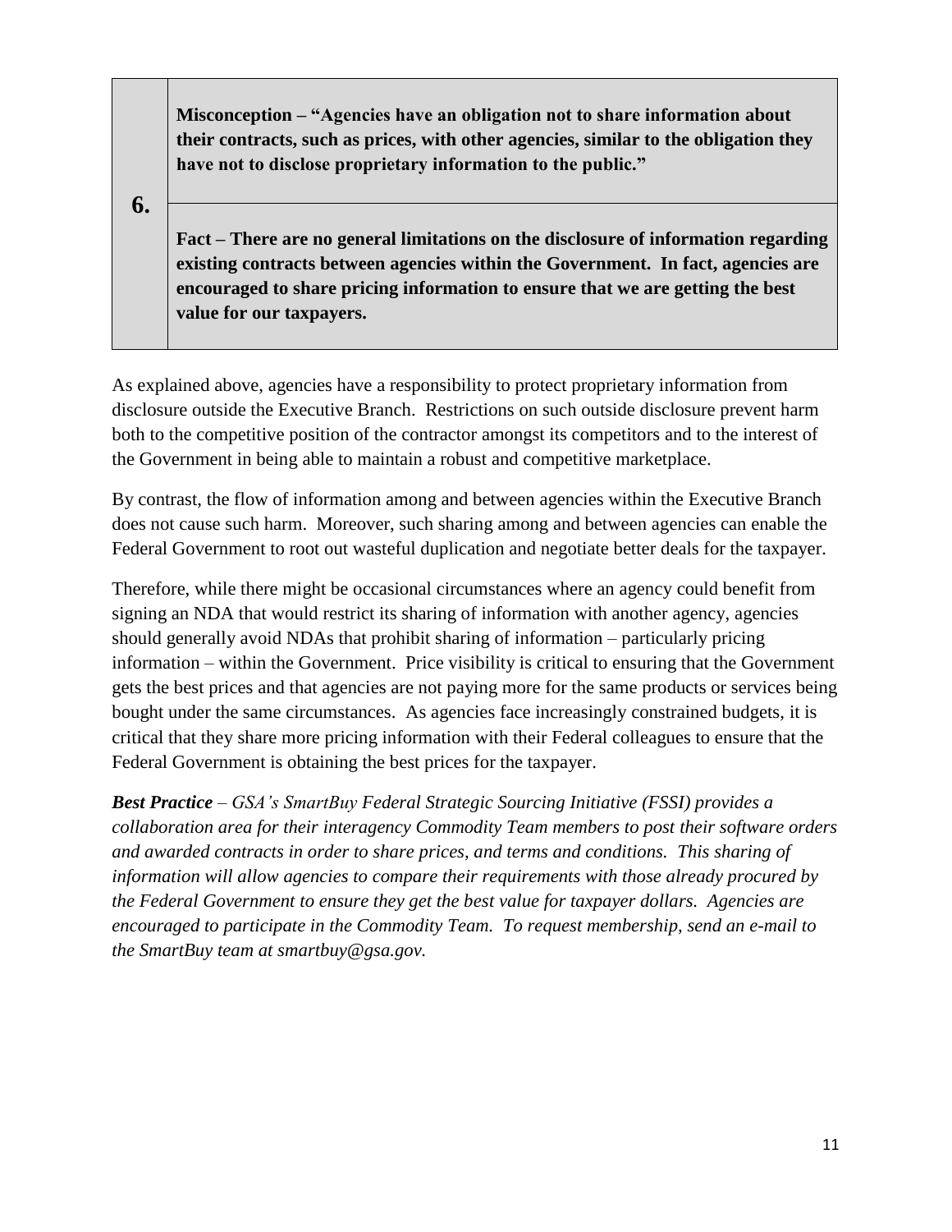| 6. | **Misconception – "Agencies have an obligation not to share information about their contracts, such as prices, with other agencies, similar to the obligation they have not to disclose proprietary information to the public."** |
| --- | --- |
| | **Fact – There are no general limitations on the disclosure of information regarding existing contracts between agencies within the Government. In fact, agencies are encouraged to share pricing information to ensure that we are getting the best value for our taxpayers.** |

As explained above, agencies have a responsibility to protect proprietary information from disclosure outside the Executive Branch. Restrictions on such outside disclosure prevent harm both to the competitive position of the contractor amongst its competitors and to the interest of the Government in being able to maintain a robust and competitive marketplace.

By contrast, the flow of information among and between agencies within the Executive Branch does not cause such harm. Moreover, such sharing among and between agencies can enable the Federal Government to root out wasteful duplication and negotiate better deals for the taxpayer.

Therefore, while there might be occasional circumstances where an agency could benefit from signing an NDA that would restrict its sharing of information with another agency, agencies should generally avoid NDAs that prohibit sharing of information – particularly pricing information – within the Government. Price visibility is critical to ensuring that the Government gets the best prices and that agencies are not paying more for the same products or services being bought under the same circumstances. As agencies face increasingly constrained budgets, it is critical that they share more pricing information with their Federal colleagues to ensure that the Federal Government is obtaining the best prices for the taxpayer.

***Best Practice*** *– GSA's SmartBuy Federal Strategic Sourcing Initiative (FSSI) provides a collaboration area for their interagency Commodity Team members to post their software orders and awarded contracts in order to share prices, and terms and conditions. This sharing of information will allow agencies to compare their requirements with those already procured by the Federal Government to ensure they get the best value for taxpayer dollars. Agencies are encouraged to participate in the Commodity Team. To request membership, send an e-mail to the SmartBuy team at smartbuy@gsa.gov.*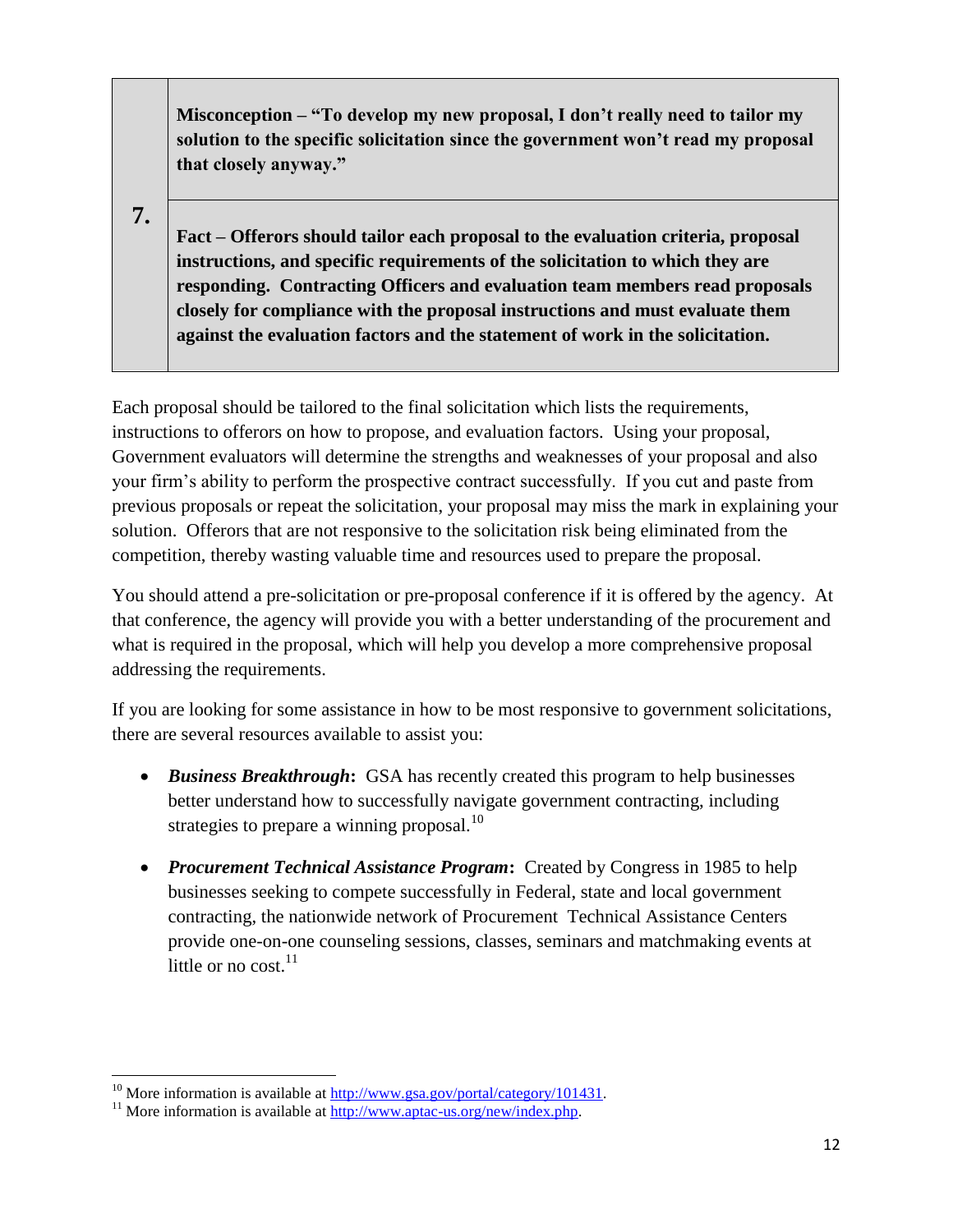| 7. | **Misconception – "To develop my new proposal, I don't really need to tailor my solution to the specific solicitation since the government won't read my proposal that closely anyway."** |
|---|---|
| | **Fact – Offerors should tailor each proposal to the evaluation criteria, proposal instructions, and specific requirements of the solicitation to which they are responding. Contracting Officers and evaluation team members read proposals closely for compliance with the proposal instructions and must evaluate them against the evaluation factors and the statement of work in the solicitation.** |

Each proposal should be tailored to the final solicitation which lists the requirements, instructions to offerors on how to propose, and evaluation factors. Using your proposal, Government evaluators will determine the strengths and weaknesses of your proposal and also your firm's ability to perform the prospective contract successfully. If you cut and paste from previous proposals or repeat the solicitation, your proposal may miss the mark in explaining your solution. Offerors that are not responsive to the solicitation risk being eliminated from the competition, thereby wasting valuable time and resources used to prepare the proposal.

You should attend a pre-solicitation or pre-proposal conference if it is offered by the agency. At that conference, the agency will provide you with a better understanding of the procurement and what is required in the proposal, which will help you develop a more comprehensive proposal addressing the requirements.

If you are looking for some assistance in how to be most responsive to government solicitations, there are several resources available to assist you:

- ***Business Breakthrough*:** GSA has recently created this program to help businesses better understand how to successfully navigate government contracting, including strategies to prepare a winning proposal.[10]
- ***Procurement Technical Assistance Program*:** Created by Congress in 1985 to help businesses seeking to compete successfully in Federal, state and local government contracting, the nationwide network of Procurement Technical Assistance Centers provide one-on-one counseling sessions, classes, seminars and matchmaking events at little or no cost.[11]

---

[10] More information is available at http://www.gsa.gov/portal/category/101431.

[11] More information is available at http://www.aptac-us.org/new/index.php.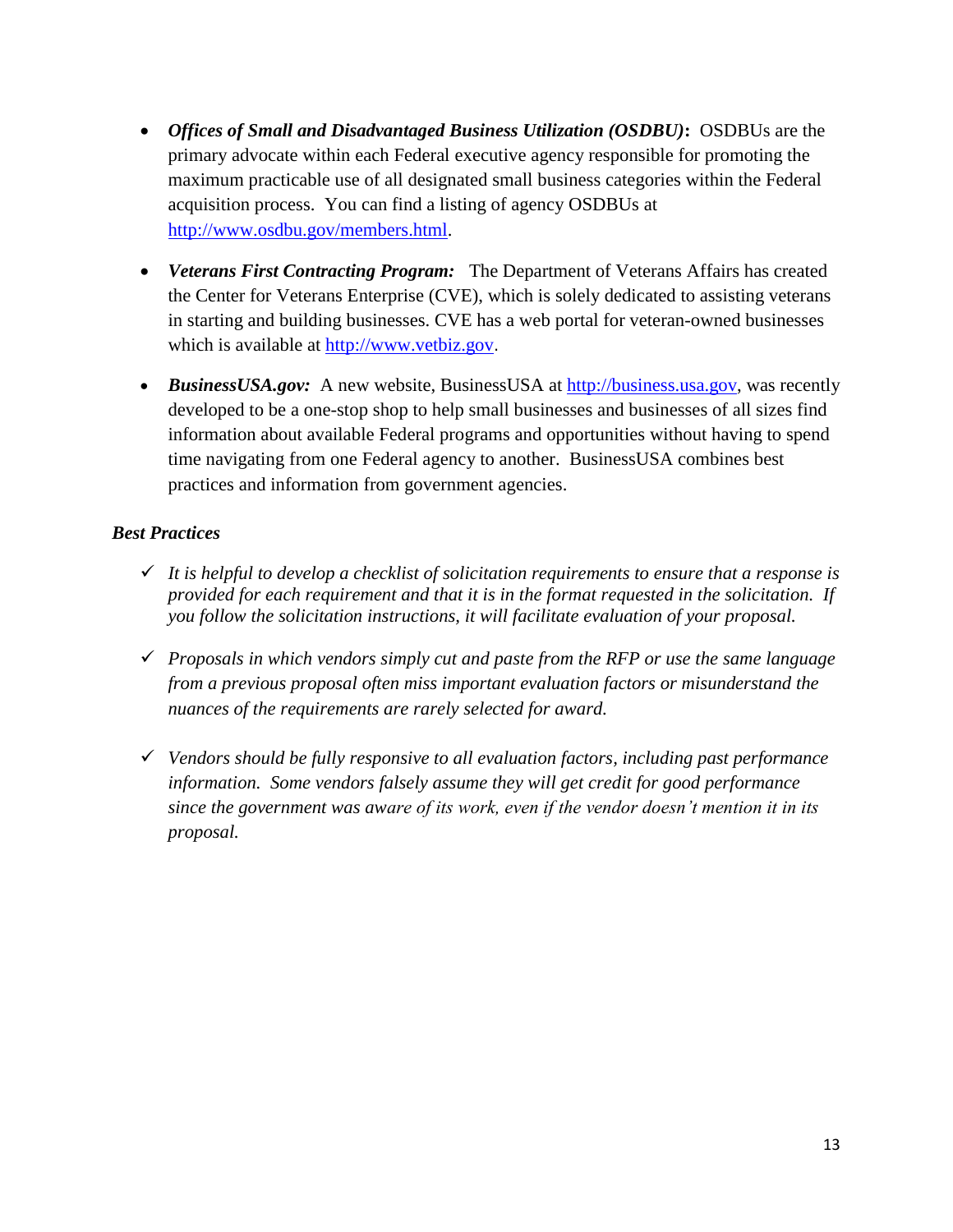- ***Offices of Small and Disadvantaged Business Utilization (OSDBU)*****:** OSDBUs are the primary advocate within each Federal executive agency responsible for promoting the maximum practicable use of all designated small business categories within the Federal acquisition process. You can find a listing of agency OSDBUs at http://www.osdbu.gov/members.html.

- ***Veterans First Contracting Program:*** The Department of Veterans Affairs has created the Center for Veterans Enterprise (CVE), which is solely dedicated to assisting veterans in starting and building businesses. CVE has a web portal for veteran-owned businesses which is available at http://www.vetbiz.gov.

- ***BusinessUSA.gov:*** A new website, BusinessUSA at http://business.usa.gov, was recently developed to be a one-stop shop to help small businesses and businesses of all sizes find information about available Federal programs and opportunities without having to spend time navigating from one Federal agency to another. BusinessUSA combines best practices and information from government agencies.

***Best Practices***

- ✓ *It is helpful to develop a checklist of solicitation requirements to ensure that a response is provided for each requirement and that it is in the format requested in the solicitation. If you follow the solicitation instructions, it will facilitate evaluation of your proposal.*

- ✓ *Proposals in which vendors simply cut and paste from the RFP or use the same language from a previous proposal often miss important evaluation factors or misunderstand the nuances of the requirements are rarely selected for award.*

- ✓ *Vendors should be fully responsive to all evaluation factors, including past performance information. Some vendors falsely assume they will get credit for good performance since the government was aware of its work, even if the vendor doesn't mention it in its proposal.*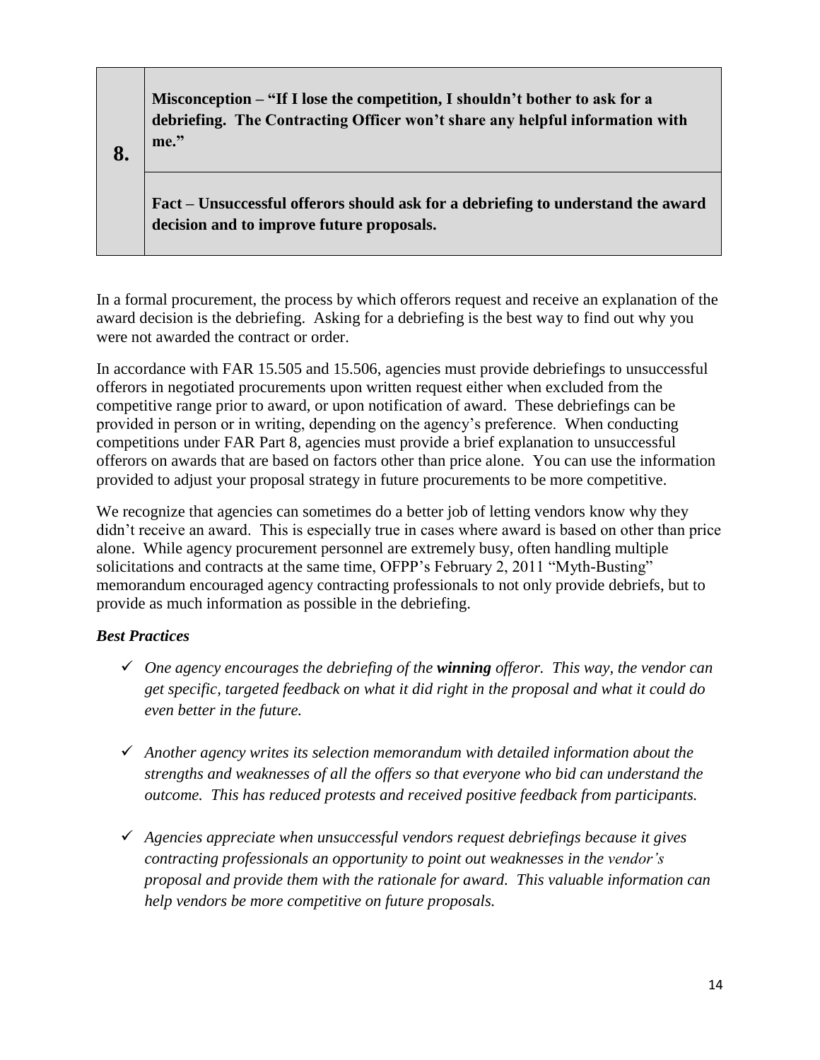| | |
|---|---|
| **8.** | **Misconception – "If I lose the competition, I shouldn't bother to ask for a debriefing. The Contracting Officer won't share any helpful information with me."** |
| | **Fact – Unsuccessful offerors should ask for a debriefing to understand the award decision and to improve future proposals.** |

In a formal procurement, the process by which offerors request and receive an explanation of the award decision is the debriefing. Asking for a debriefing is the best way to find out why you were not awarded the contract or order.

In accordance with FAR 15.505 and 15.506, agencies must provide debriefings to unsuccessful offerors in negotiated procurements upon written request either when excluded from the competitive range prior to award, or upon notification of award. These debriefings can be provided in person or in writing, depending on the agency's preference. When conducting competitions under FAR Part 8, agencies must provide a brief explanation to unsuccessful offerors on awards that are based on factors other than price alone. You can use the information provided to adjust your proposal strategy in future procurements to be more competitive.

We recognize that agencies can sometimes do a better job of letting vendors know why they didn't receive an award. This is especially true in cases where award is based on other than price alone. While agency procurement personnel are extremely busy, often handling multiple solicitations and contracts at the same time, OFPP's February 2, 2011 "Myth-Busting" memorandum encouraged agency contracting professionals to not only provide debriefs, but to provide as much information as possible in the debriefing.

### *Best Practices*

- ✓ *One agency encourages the debriefing of the **winning** offeror. This way, the vendor can get specific, targeted feedback on what it did right in the proposal and what it could do even better in the future.*
- ✓ *Another agency writes its selection memorandum with detailed information about the strengths and weaknesses of all the offers so that everyone who bid can understand the outcome. This has reduced protests and received positive feedback from participants.*
- ✓ *Agencies appreciate when unsuccessful vendors request debriefings because it gives contracting professionals an opportunity to point out weaknesses in the vendor's proposal and provide them with the rationale for award. This valuable information can help vendors be more competitive on future proposals.*